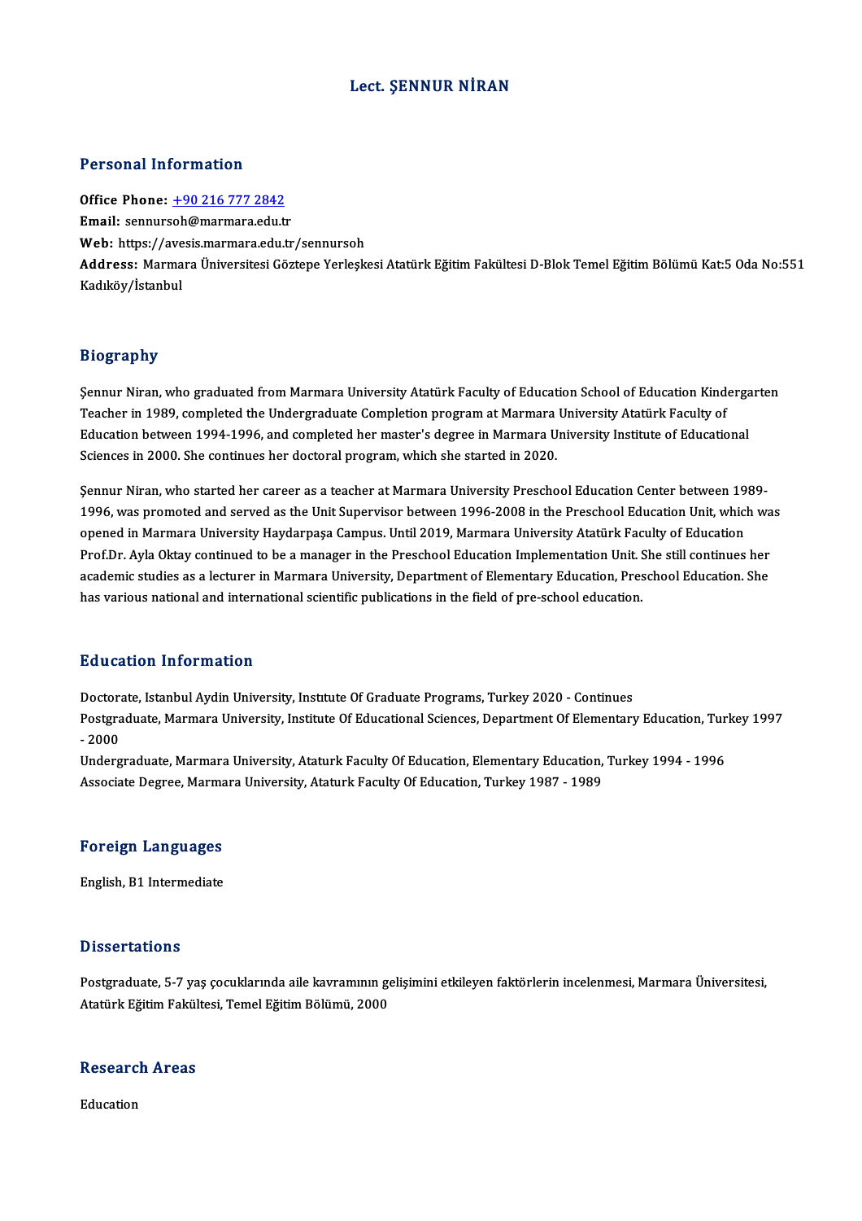# Lect. ŞENNUR NİRAN

## Personal Information

**Office Phone:** +90 216 777 2842
**Email:** sennursoh@marmara.edu.tr
**Web:** https://avesis.marmara.edu.tr/sennursoh
**Address:** Marmara Üniversitesi Göztepe Yerleşkesi Atatürk Eğitim Fakültesi D-Blok Temel Eğitim Bölümü Kat:5 Oda No:551 Kadıköy/İstanbul

## Biography

Şennur Niran, who graduated from Marmara University Atatürk Faculty of Education School of Education Kindergarten Teacher in 1989, completed the Undergraduate Completion program at Marmara University Atatürk Faculty of Education between 1994-1996, and completed her master's degree in Marmara University Institute of Educational Sciences in 2000. She continues her doctoral program, which she started in 2020.

Şennur Niran, who started her career as a teacher at Marmara University Preschool Education Center between 1989-1996, was promoted and served as the Unit Supervisor between 1996-2008 in the Preschool Education Unit, which was opened in Marmara University Haydarpaşa Campus. Until 2019, Marmara University Atatürk Faculty of Education Prof.Dr. Ayla Oktay continued to be a manager in the Preschool Education Implementation Unit. She still continues her academic studies as a lecturer in Marmara University, Department of Elementary Education, Preschool Education. She has various national and international scientific publications in the field of pre-school education.

## Education Information

Doctorate, Istanbul Aydin University, Institute Of Graduate Programs, Turkey 2020 - Continues
Postgraduate, Marmara University, Institute Of Educational Sciences, Department Of Elementary Education, Turkey 1997 - 2000
Undergraduate, Marmara University, Ataturk Faculty Of Education, Elementary Education, Turkey 1994 - 1996
Associate Degree, Marmara University, Ataturk Faculty Of Education, Turkey 1987 - 1989

## Foreign Languages

English, B1 Intermediate

## Dissertations

Postgraduate, 5-7 yaş çocuklarında aile kavramının gelişimini etkileyen faktörlerin incelenmesi, Marmara Üniversitesi, Atatürk Eğitim Fakültesi, Temel Eğitim Bölümü, 2000

## Research Areas

Education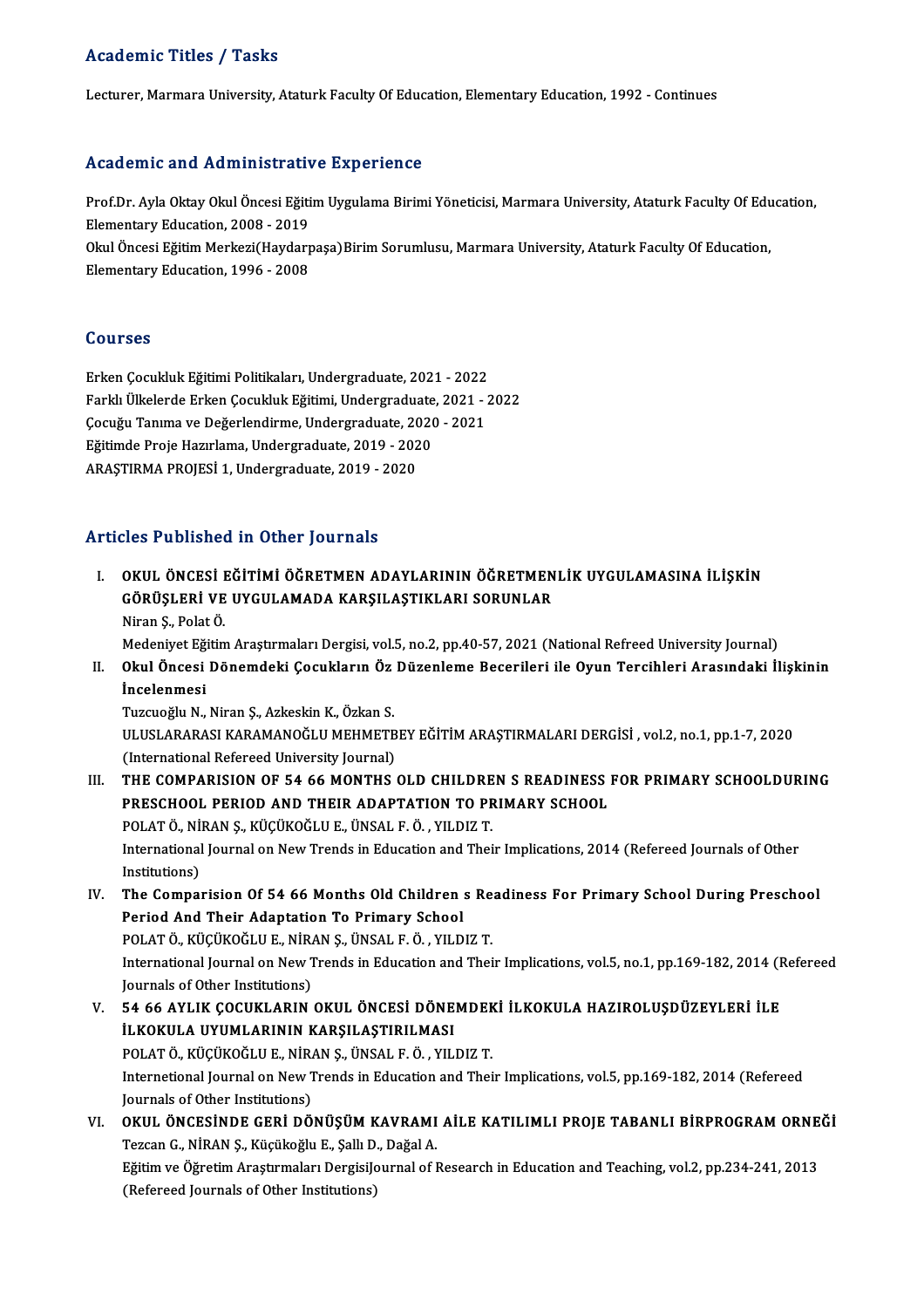## Academic Titles / Tasks

Lecturer, Marmara University, Ataturk Faculty Of Education, Elementary Education, 1992 - Continues

## Academic and Administrative Experience

Prof.Dr. Ayla Oktay Okul Öncesi Eğitim Uygulama Birimi Yöneticisi, Marmara University, Ataturk Faculty Of Education, Elementary Education, 2008 - 2019

Okul Öncesi Eğitim Merkezi(Haydarpaşa)Birim Sorumlusu, Marmara University, Ataturk Faculty Of Education, Elementary Education, 1996 - 2008

## Courses

Erken Çocukluk Eğitimi Politikaları, Undergraduate, 2021 - 2022
Farklı Ülkelerde Erken Çocukluk Eğitimi, Undergraduate, 2021 - 2022
Çocuğu Tanıma ve Değerlendirme, Undergraduate, 2020 - 2021
Eğitimde Proje Hazırlama, Undergraduate, 2019 - 2020
ARAŞTIRMA PROJESİ 1, Undergraduate, 2019 - 2020

## Articles Published in Other Journals

I. **OKUL ÖNCESİ EĞİTİMİ ÖĞRETMEN ADAYLARININ ÖĞRETMENLİK UYGULAMASINA İLİŞKİN GÖRÜŞLERİ VE UYGULAMADA KARŞILAŞTIKLARI SORUNLAR**
   Niran Ş., Polat Ö.
   Medeniyet Eğitim Araştırmaları Dergisi, vol.5, no.2, pp.40-57, 2021 (National Refreed University Journal)

II. **Okul Öncesi Dönemdeki Çocukların Öz Düzenleme Becerileri ile Oyun Tercihleri Arasındaki İlişkinin İncelenmesi**
   Tuzcuoğlu N., Niran Ş., Azkeskin K., Özkan S.
   ULUSLARARASI KARAMANOĞLU MEHMETBEY EĞİTİM ARAŞTIRMALARI DERGİSİ , vol.2, no.1, pp.1-7, 2020 (International Refereed University Journal)

III. **THE COMPARISION OF 54 66 MONTHS OLD CHILDREN S READINESS FOR PRIMARY SCHOOLDURING PRESCHOOL PERIOD AND THEIR ADAPTATION TO PRIMARY SCHOOL**
   POLAT Ö., NİRAN Ş., KÜÇÜKOĞLU E., ÜNSAL F. Ö. , YILDIZ T.
   International Journal on New Trends in Education and Their Implications, 2014 (Refereed Journals of Other Institutions)

IV. **The Comparision Of 54 66 Months Old Children s Readiness For Primary School During Preschool Period And Their Adaptation To Primary School**
   POLAT Ö., KÜÇÜKOĞLU E., NİRAN Ş., ÜNSAL F. Ö. , YILDIZ T.
   International Journal on New Trends in Education and Their Implications, vol.5, no.1, pp.169-182, 2014 (Refereed Journals of Other Institutions)

V. **54 66 AYLIK ÇOCUKLARIN OKUL ÖNCESİ DÖNEMDEKİ İLKOKULA HAZIROLUŞDÜZEYLERİ İLE İLKOKULA UYUMLARININ KARŞILAŞTIRILMASI**
   POLAT Ö., KÜÇÜKOĞLU E., NİRAN Ş., ÜNSAL F. Ö. , YILDIZ T.
   Internetional Journal on New Trends in Education and Their Implications, vol.5, pp.169-182, 2014 (Refereed Journals of Other Institutions)

VI. **OKUL ÖNCESİNDE GERİ DÖNÜŞÜM KAVRAMI AİLE KATILIMLI PROJE TABANLI BİRPROGRAM ORNEĞİ**
   Tezcan G., NİRAN Ş., Küçükoğlu E., Şallı D., Dağal A.
   Eğitim ve Öğretim Araştırmaları DergisiJournal of Research in Education and Teaching, vol.2, pp.234-241, 2013 (Refereed Journals of Other Institutions)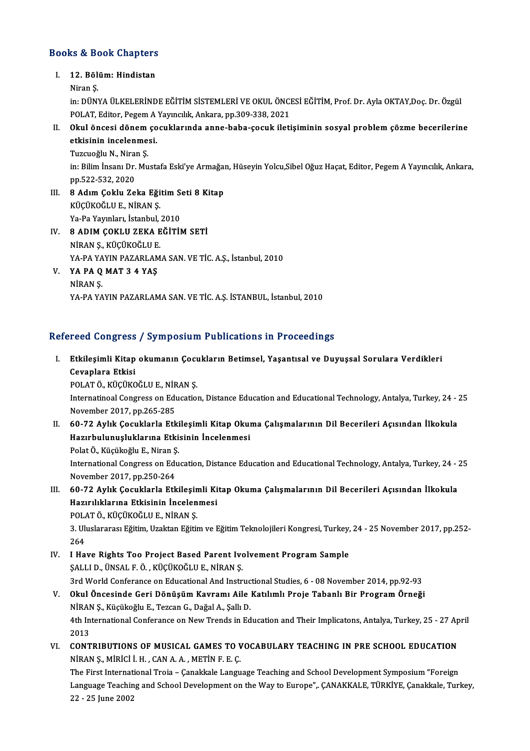## Books & Book Chapters

I. **12. Bölüm: Hindistan**
   Niran Ş.
   in: DÜNYA ÜLKELERİNDE EĞİTİM SİSTEMLERİ VE OKUL ÖNCESİ EĞİTİM, Prof. Dr. Ayla OKTAY,Doç. Dr. Özgül POLAT, Editor, Pegem A Yayıncılık, Ankara, pp.309-338, 2021

II. **Okul öncesi dönem çocuklarında anne-baba-çocuk iletişiminin sosyal problem çözme becerilerine etkisinin incelenmesi.**
   Tuzcuoğlu N., Niran Ş.
   in: Bilim İnsanı Dr. Mustafa Eski'ye Armağan, Hüseyin Yolcu,Sibel Oğuz Haçat, Editor, Pegem A Yayıncılık, Ankara, pp.522-532, 2020

III. **8 Adım Çoklu Zeka Eğitim Seti 8 Kitap**
   KÜÇÜKOĞLU E., NİRAN Ş.
   Ya-Pa Yayınları, İstanbul, 2010

IV. **8 ADIM ÇOKLU ZEKA EĞİTİM SETİ**
   NİRAN Ş., KÜÇÜKOĞLU E.
   YA-PA YAYIN PAZARLAMA SAN. VE TİC. A.Ş., İstanbul, 2010

V. **YA PA Q MAT 3 4 YAŞ**
   NİRAN Ş.
   YA-PA YAYIN PAZARLAMA SAN. VE TİC. A.Ş. İSTANBUL, İstanbul, 2010

## Refereed Congress / Symposium Publications in Proceedings

I. **Etkileşimli Kitap okumanın Çocukların Betimsel, Yaşantısal ve Duyuşsal Sorulara Verdikleri Cevaplara Etkisi**
   POLAT Ö., KÜÇÜKOĞLU E., NİRAN Ş.
   Internatinoal Congress on Education, Distance Education and Educational Technology, Antalya, Turkey, 24 - 25 November 2017, pp.265-285

II. **60-72 Aylık Çocuklarla Etkileşimli Kitap Okuma Çalışmalarının Dil Becerileri Açısından İlkokula Hazırbulunuşluklarına Etkisinin İncelenmesi**
   Polat Ö., Küçükoğlu E., Niran Ş.
   International Congress on Education, Distance Education and Educational Technology, Antalya, Turkey, 24 - 25 November 2017, pp.250-264

III. **60-72 Aylık Çocuklarla Etkileşimli Kitap Okuma Çalışmalarının Dil Becerileri Açısından İlkokula Hazırlıklarına Etkisinin İncelenmesi**
   POLAT Ö., KÜÇÜKOĞLU E., NİRAN Ş.
   3. Uluslararası Eğitim, Uzaktan Eğitim ve Eğitim Teknolojileri Kongresi, Turkey, 24 - 25 November 2017, pp.252-264

IV. **I Have Rights Too Project Based Parent Ivolvement Program Sample**
   ŞALLI D., ÜNSAL F. Ö. , KÜÇÜKOĞLU E., NİRAN Ş.
   3rd World Conferance on Educational And Instructional Studies, 6 - 08 November 2014, pp.92-93

V. **Okul Öncesinde Geri Dönüşüm Kavramı Aile Katılımlı Proje Tabanlı Bir Program Örneği**
   NİRAN Ş., Küçükoğlu E., Tezcan G., Dağal A., Şallı D.
   4th International Conferance on New Trends in Education and Their Implicatons, Antalya, Turkey, 25 - 27 April 2013

VI. **CONTRIBUTIONS OF MUSICAL GAMES TO VOCABULARY TEACHING IN PRE SCHOOL EDUCATION**
   NİRAN Ş., MİRİCİ İ. H. , CAN A. A. , METİN F. E. Ç.
   The First International Troia – Çanakkale Language Teaching and School Development Symposium "Foreign Language Teaching and School Development on the Way to Europe",. ÇANAKKALE, TÜRKİYE, Çanakkale, Turkey, 22 - 25 June 2002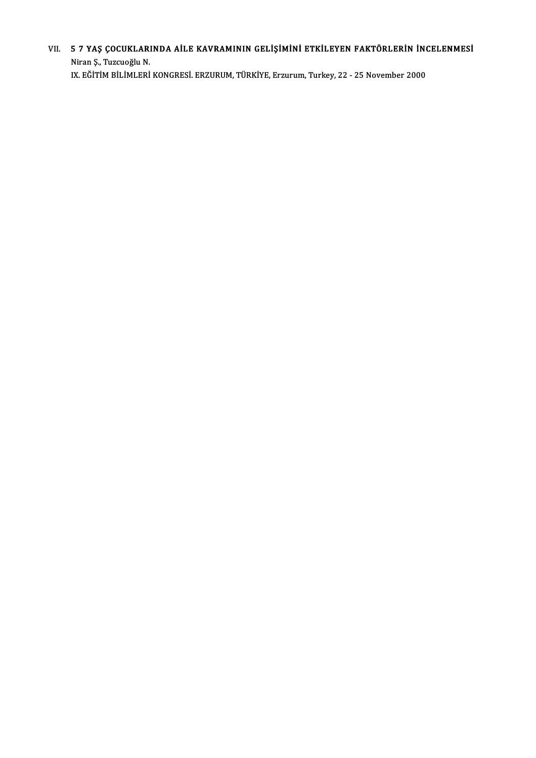VII. **5 7 YAŞ ÇOCUKLARINDA AİLE KAVRAMININ GELİŞİMİNİ ETKİLEYEN FAKTÖRLERİN İNCELENMESİ**
Niran Ş., Tuzcuoğlu N.
IX. EĞİTİM BİLİMLERİ KONGRESİ. ERZURUM, TÜRKİYE, Erzurum, Turkey, 22 - 25 November 2000